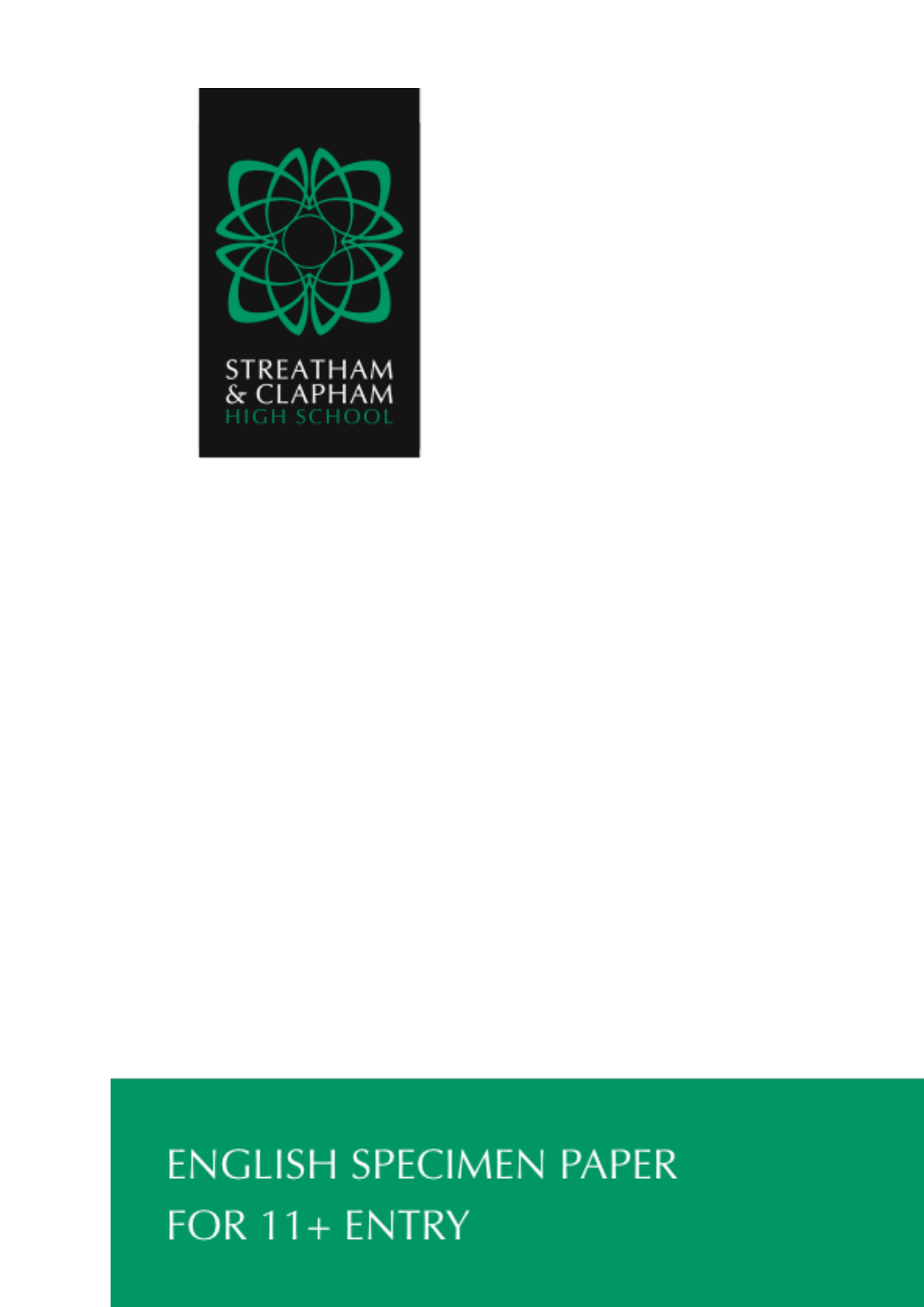STREATHAM & CLAPHAM HIGH SCHOOL

# ENGLISH SPECIMEN PAPER FOR 11+ ENTRY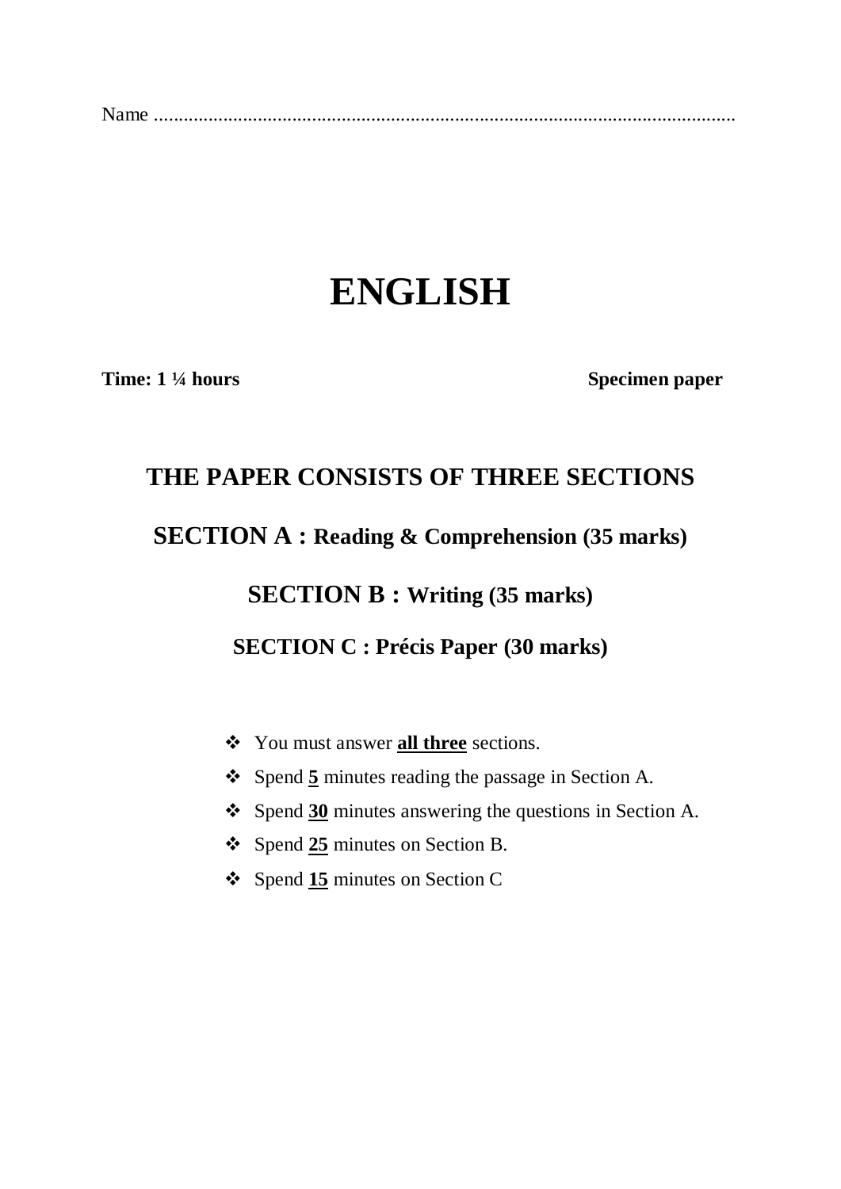Name ......................................................................................................................

# ENGLISH

**Time: 1 ¼ hours** **Specimen paper**

## THE PAPER CONSISTS OF THREE SECTIONS

### SECTION A : Reading & Comprehension (35 marks)

### SECTION B : Writing (35 marks)

### SECTION C : Précis Paper (30 marks)

- You must answer **all three** sections.
- Spend **5** minutes reading the passage in Section A.
- Spend **30** minutes answering the questions in Section A.
- Spend **25** minutes on Section B.
- Spend **15** minutes on Section C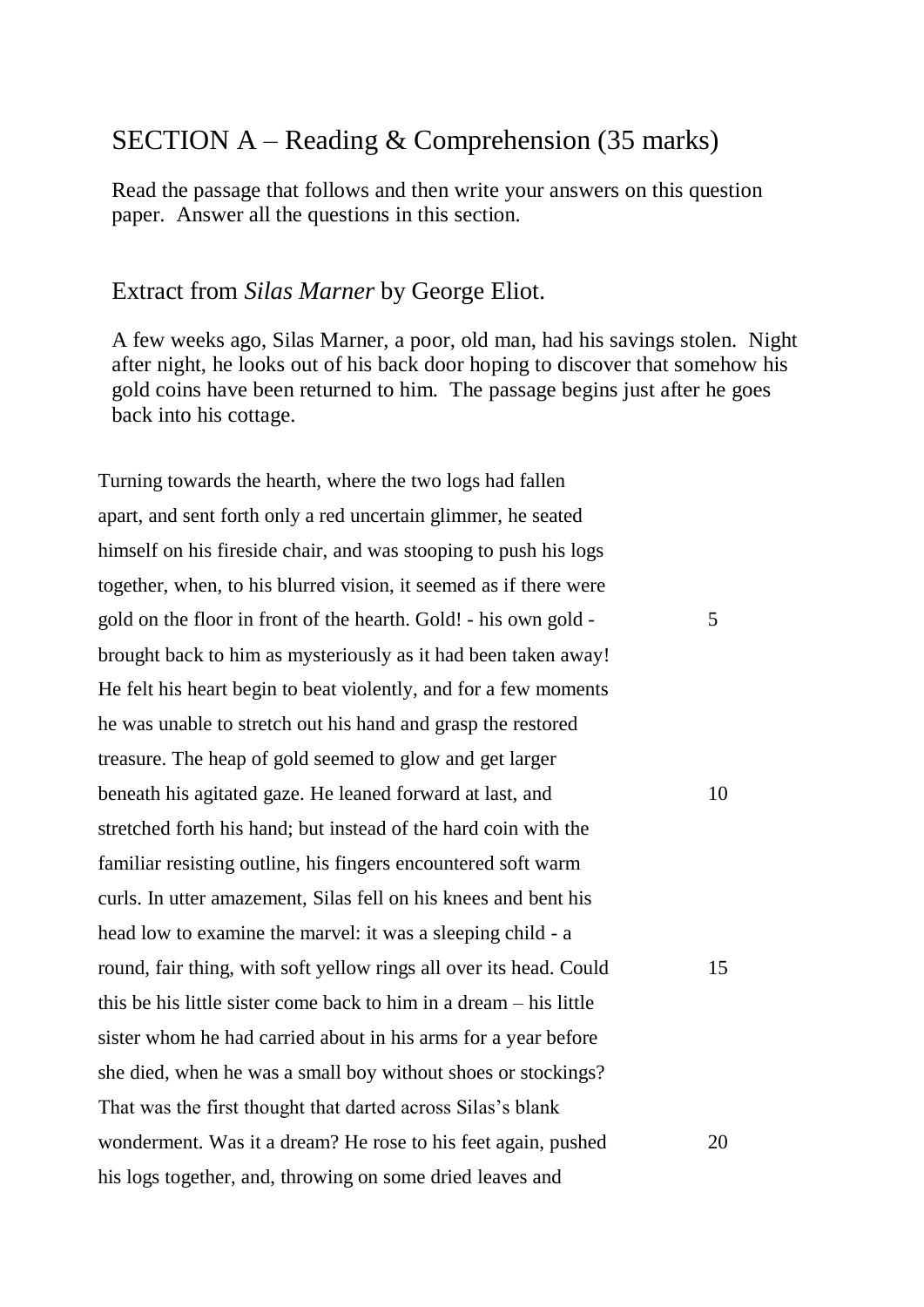## SECTION A – Reading & Comprehension (35 marks)

Read the passage that follows and then write your answers on this question paper. Answer all the questions in this section.

### Extract from *Silas Marner* by George Eliot.

A few weeks ago, Silas Marner, a poor, old man, had his savings stolen. Night after night, he looks out of his back door hoping to discover that somehow his gold coins have been returned to him. The passage begins just after he goes back into his cottage.

Turning towards the hearth, where the two logs had fallen
apart, and sent forth only a red uncertain glimmer, he seated
himself on his fireside chair, and was stooping to push his logs
together, when, to his blurred vision, it seemed as if there were
gold on the floor in front of the hearth. Gold! - his own gold - (5)
brought back to him as mysteriously as it had been taken away!
He felt his heart begin to beat violently, and for a few moments
he was unable to stretch out his hand and grasp the restored
treasure. The heap of gold seemed to glow and get larger
beneath his agitated gaze. He leaned forward at last, and (10)
stretched forth his hand; but instead of the hard coin with the
familiar resisting outline, his fingers encountered soft warm
curls. In utter amazement, Silas fell on his knees and bent his
head low to examine the marvel: it was a sleeping child - a
round, fair thing, with soft yellow rings all over its head. Could (15)
this be his little sister come back to him in a dream – his little
sister whom he had carried about in his arms for a year before
she died, when he was a small boy without shoes or stockings?
That was the first thought that darted across Silas's blank
wonderment. Was it a dream? He rose to his feet again, pushed (20)
his logs together, and, throwing on some dried leaves and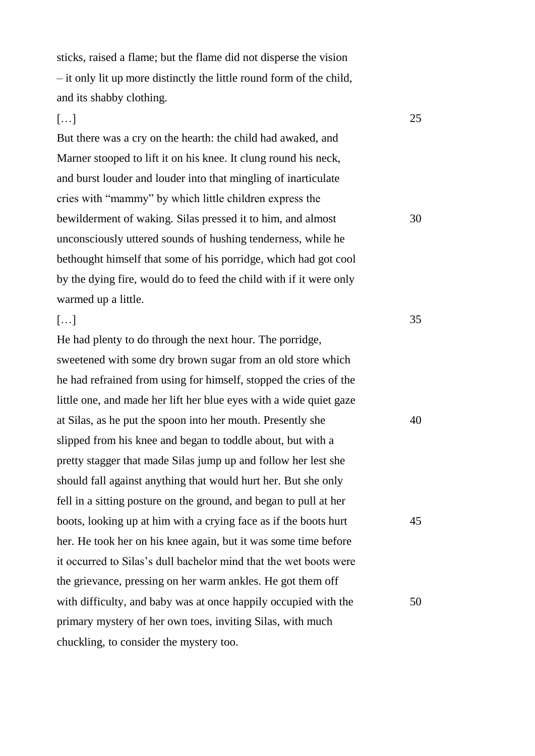sticks, raised a flame; but the flame did not disperse the vision – it only lit up more distinctly the little round form of the child, and its shabby clothing.

[…]

But there was a cry on the hearth: the child had awaked, and Marner stooped to lift it on his knee. It clung round his neck, and burst louder and louder into that mingling of inarticulate cries with "mammy" by which little children express the bewilderment of waking. Silas pressed it to him, and almost unconsciously uttered sounds of hushing tenderness, while he bethought himself that some of his porridge, which had got cool by the dying fire, would do to feed the child with if it were only warmed up a little.

[…]

He had plenty to do through the next hour. The porridge, sweetened with some dry brown sugar from an old store which he had refrained from using for himself, stopped the cries of the little one, and made her lift her blue eyes with a wide quiet gaze at Silas, as he put the spoon into her mouth. Presently she slipped from his knee and began to toddle about, but with a pretty stagger that made Silas jump up and follow her lest she should fall against anything that would hurt her. But she only fell in a sitting posture on the ground, and began to pull at her boots, looking up at him with a crying face as if the boots hurt her. He took her on his knee again, but it was some time before it occurred to Silas's dull bachelor mind that the wet boots were the grievance, pressing on her warm ankles. He got them off with difficulty, and baby was at once happily occupied with the primary mystery of her own toes, inviting Silas, with much chuckling, to consider the mystery too.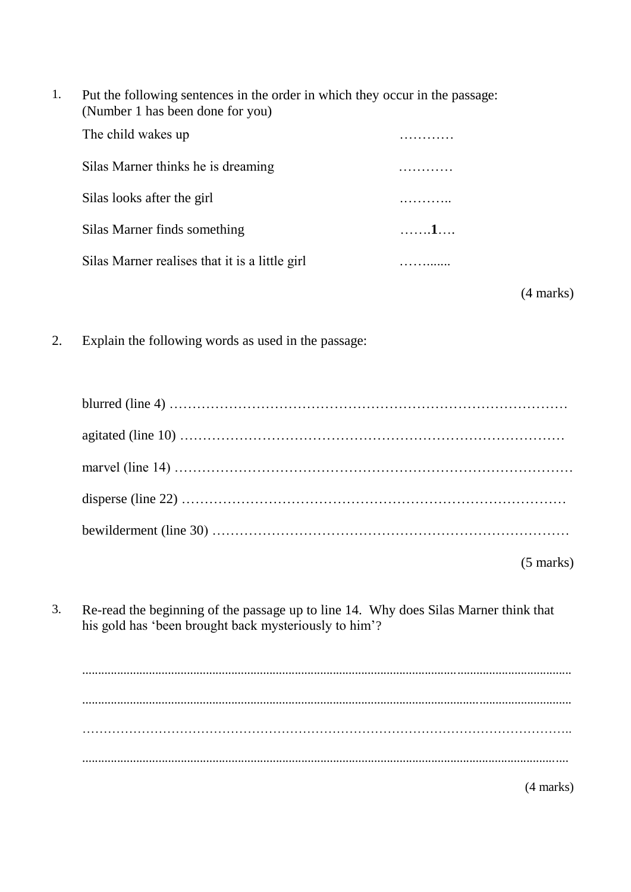1. Put the following sentences in the order in which they occur in the passage:
   (Number 1 has been done for you)

   | | |
   |---|---|
   | The child wakes up | ………… |
   | Silas Marner thinks he is dreaming | ………… |
   | Silas looks after the girl | ……….. |
   | Silas Marner finds something | …….**1**…. |
   | Silas Marner realises that it is a little girl | …….…… |

   (4 marks)

2. Explain the following words as used in the passage:

   blurred (line 4) ……………………………………………………………………………

   agitated (line 10) …………………………………………………………………………

   marvel (line 14) ……………………………………………………………………………

   disperse (line 22) …………………………………………………………………………

   bewilderment (line 30) ……………………………………………………………………

   (5 marks)

3. Re-read the beginning of the passage up to line 14. Why does Silas Marner think that his gold has 'been brought back mysteriously to him'?

   ……………………………………………………………………………………………………

   ……………………………………………………………………………………………………

   ……………………………………………………………………………………………………

   ……………………………………………………………………………………………………

   (4 marks)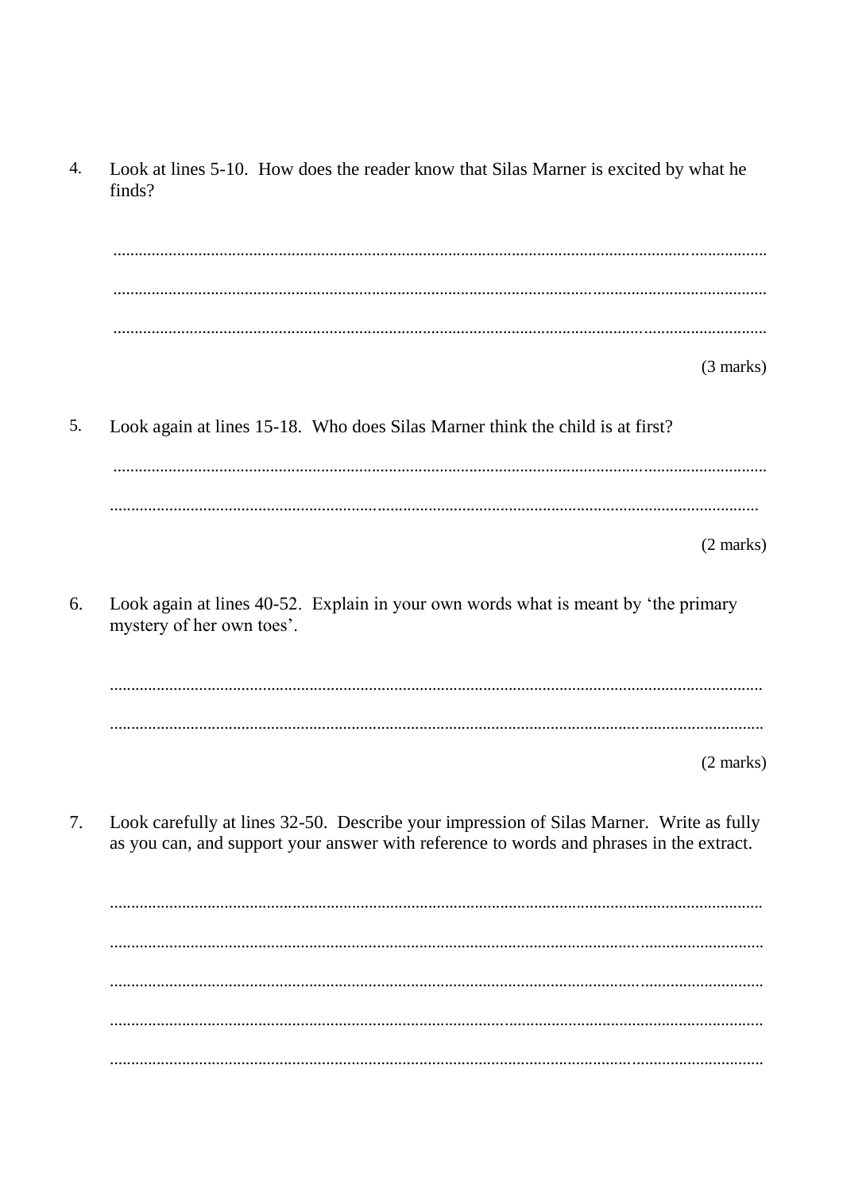4. Look at lines 5-10. How does the reader know that Silas Marner is excited by what he finds?

........................................................................................................................................................

........................................................................................................................................................

........................................................................................................................................................

(3 marks)

5. Look again at lines 15-18. Who does Silas Marner think the child is at first?

........................................................................................................................................................

........................................................................................................................................................

(2 marks)

6. Look again at lines 40-52. Explain in your own words what is meant by 'the primary mystery of her own toes'.

........................................................................................................................................................

........................................................................................................................................................

(2 marks)

7. Look carefully at lines 32-50. Describe your impression of Silas Marner. Write as fully as you can, and support your answer with reference to words and phrases in the extract.

........................................................................................................................................................

........................................................................................................................................................

........................................................................................................................................................

........................................................................................................................................................

........................................................................................................................................................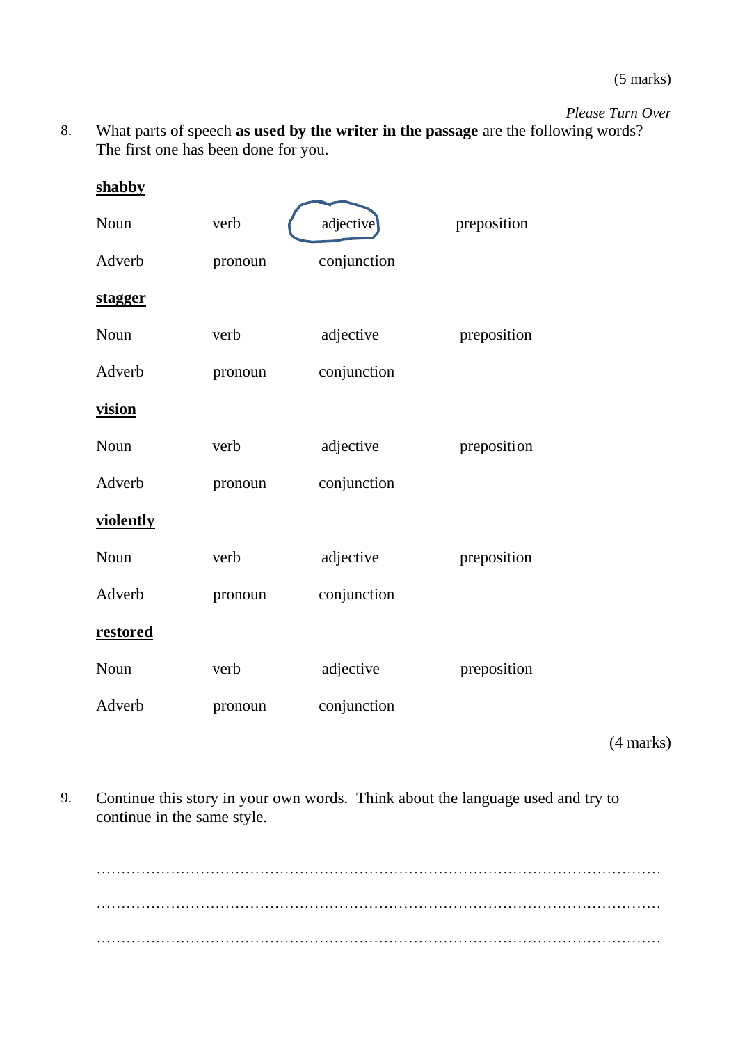(5 marks)

*Please Turn Over*

8. What parts of speech **as used by the writer in the passage** are the following words? The first one has been done for you.

**shabby**

| | | | |
|---|---|---|---|
| Noun | verb | adjective (circled) | preposition |
| Adverb | pronoun | conjunction | |

**stagger**

| | | | |
|---|---|---|---|
| Noun | verb | adjective | preposition |
| Adverb | pronoun | conjunction | |

**vision**

| | | | |
|---|---|---|---|
| Noun | verb | adjective | preposition |
| Adverb | pronoun | conjunction | |

**violently**

| | | | |
|---|---|---|---|
| Noun | verb | adjective | preposition |
| Adverb | pronoun | conjunction | |

**restored**

| | | | |
|---|---|---|---|
| Noun | verb | adjective | preposition |
| Adverb | pronoun | conjunction | |

(4 marks)

9. Continue this story in your own words. Think about the language used and try to continue in the same style.

…………………………………………………………………………………………………

…………………………………………………………………………………………………

…………………………………………………………………………………………………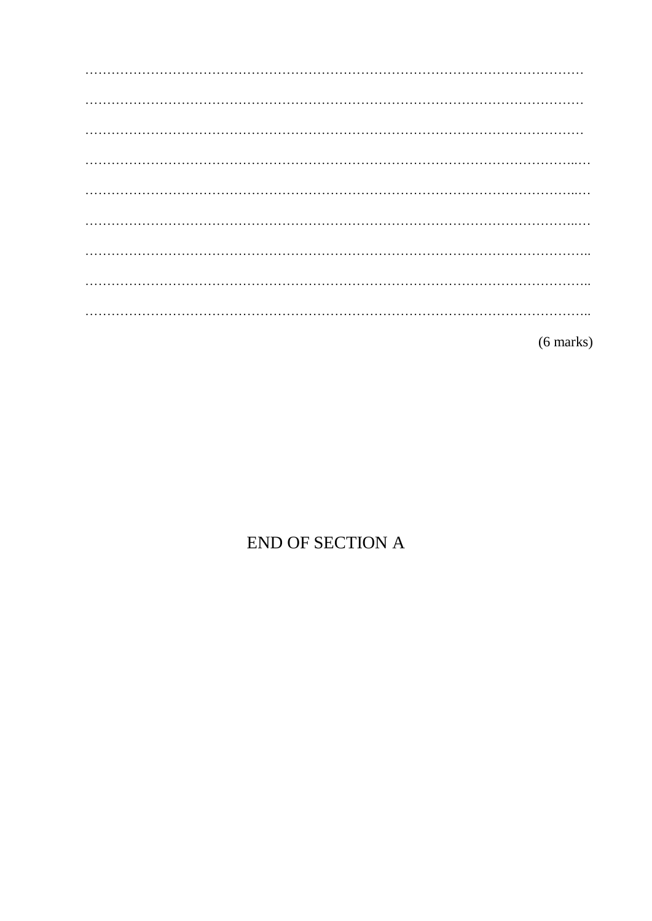…………………………………………………………………………………………………

…………………………………………………………………………………………………

…………………………………………………………………………………………………

…………………………………………………………………………………………………

…………………………………………………………………………………………………

…………………………………………………………………………………………………

…………………………………………………………………………………………………

…………………………………………………………………………………………………

…………………………………………………………………………………………………

(6 marks)

END OF SECTION A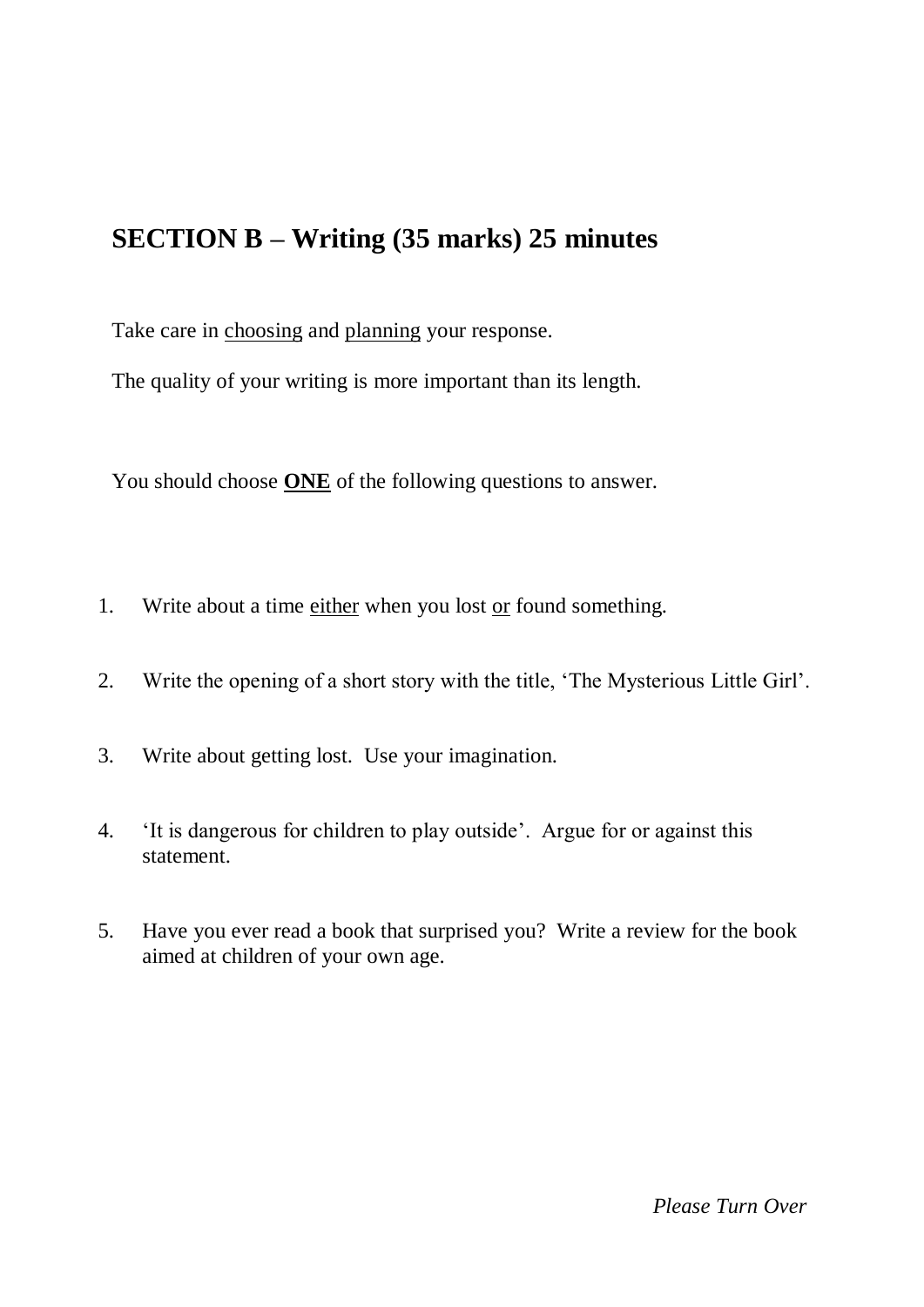## SECTION B – Writing (35 marks) 25 minutes

Take care in <u>choosing</u> and <u>planning</u> your response.

The quality of your writing is more important than its length.

You should choose **<u>ONE</u>** of the following questions to answer.

1. Write about a time <u>either</u> when you lost <u>or</u> found something.

2. Write the opening of a short story with the title, 'The Mysterious Little Girl'.

3. Write about getting lost. Use your imagination.

4. 'It is dangerous for children to play outside'. Argue for or against this statement.

5. Have you ever read a book that surprised you? Write a review for the book aimed at children of your own age.

*Please Turn Over*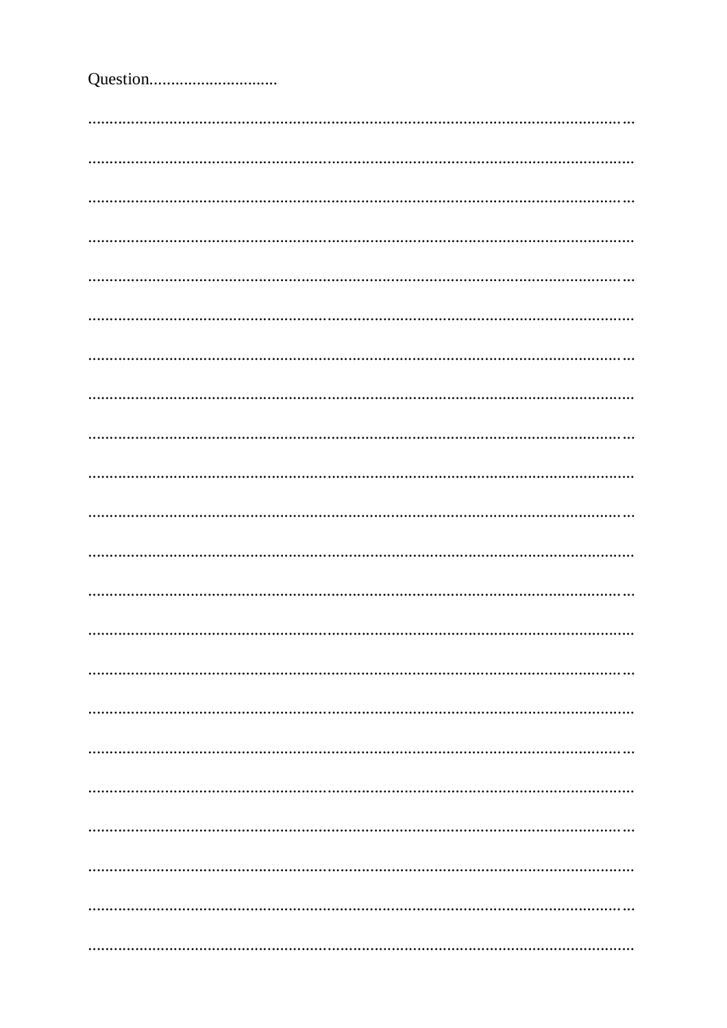Question..............................

………………………………………………………………………………………………………

………………………………………………………………………………………………………

………………………………………………………………………………………………………

………………………………………………………………………………………………………

………………………………………………………………………………………………………

………………………………………………………………………………………………………

………………………………………………………………………………………………………

………………………………………………………………………………………………………

………………………………………………………………………………………………………

………………………………………………………………………………………………………

………………………………………………………………………………………………………

………………………………………………………………………………………………………

………………………………………………………………………………………………………

………………………………………………………………………………………………………

………………………………………………………………………………………………………

………………………………………………………………………………………………………

………………………………………………………………………………………………………

………………………………………………………………………………………………………

………………………………………………………………………………………………………

………………………………………………………………………………………………………

………………………………………………………………………………………………………

………………………………………………………………………………………………………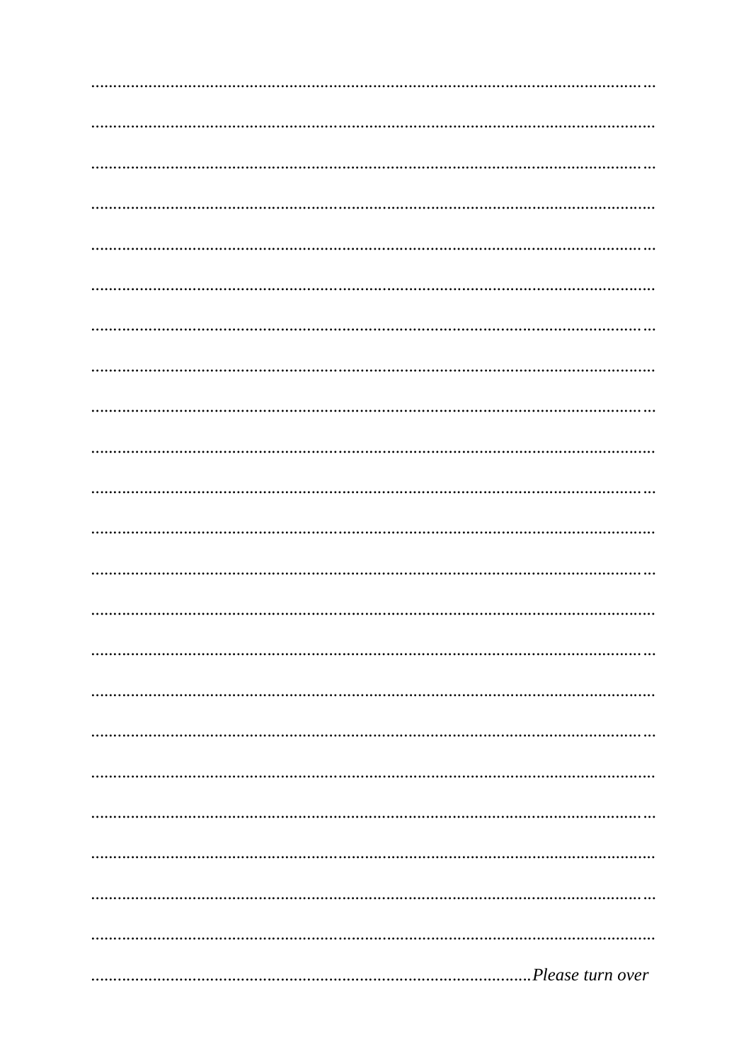*Please turn over*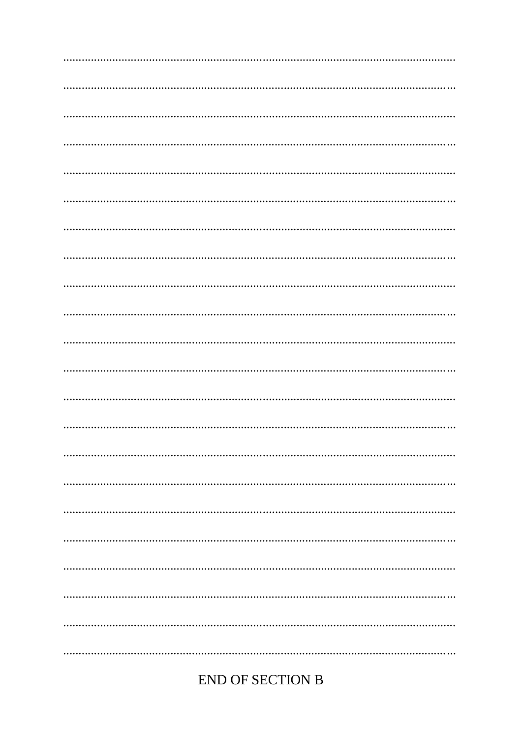END OF SECTION B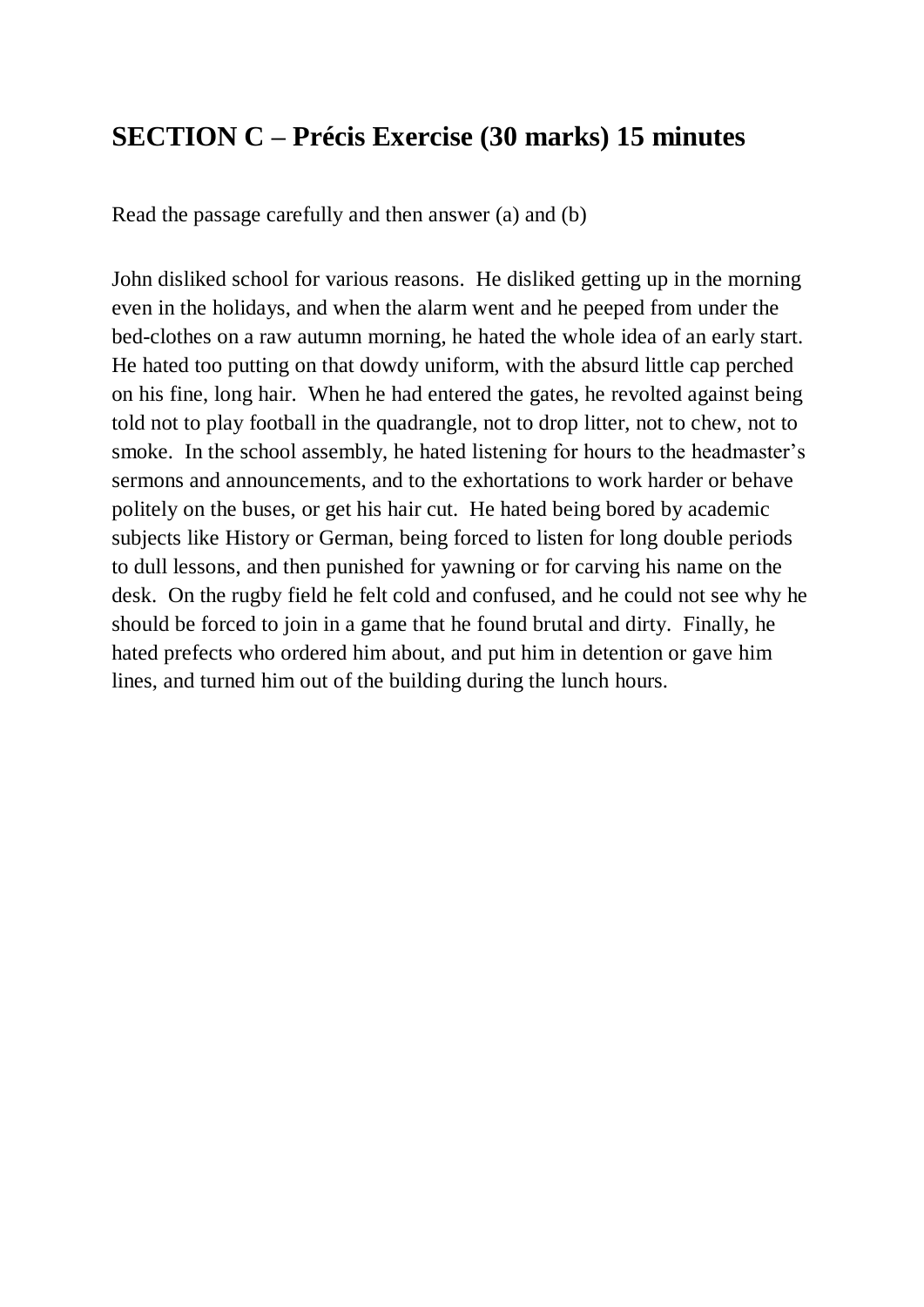## SECTION C – Précis Exercise (30 marks) 15 minutes

Read the passage carefully and then answer (a) and (b)

John disliked school for various reasons. He disliked getting up in the morning even in the holidays, and when the alarm went and he peeped from under the bed-clothes on a raw autumn morning, he hated the whole idea of an early start. He hated too putting on that dowdy uniform, with the absurd little cap perched on his fine, long hair. When he had entered the gates, he revolted against being told not to play football in the quadrangle, not to drop litter, not to chew, not to smoke. In the school assembly, he hated listening for hours to the headmaster's sermons and announcements, and to the exhortations to work harder or behave politely on the buses, or get his hair cut. He hated being bored by academic subjects like History or German, being forced to listen for long double periods to dull lessons, and then punished for yawning or for carving his name on the desk. On the rugby field he felt cold and confused, and he could not see why he should be forced to join in a game that he found brutal and dirty. Finally, he hated prefects who ordered him about, and put him in detention or gave him lines, and turned him out of the building during the lunch hours.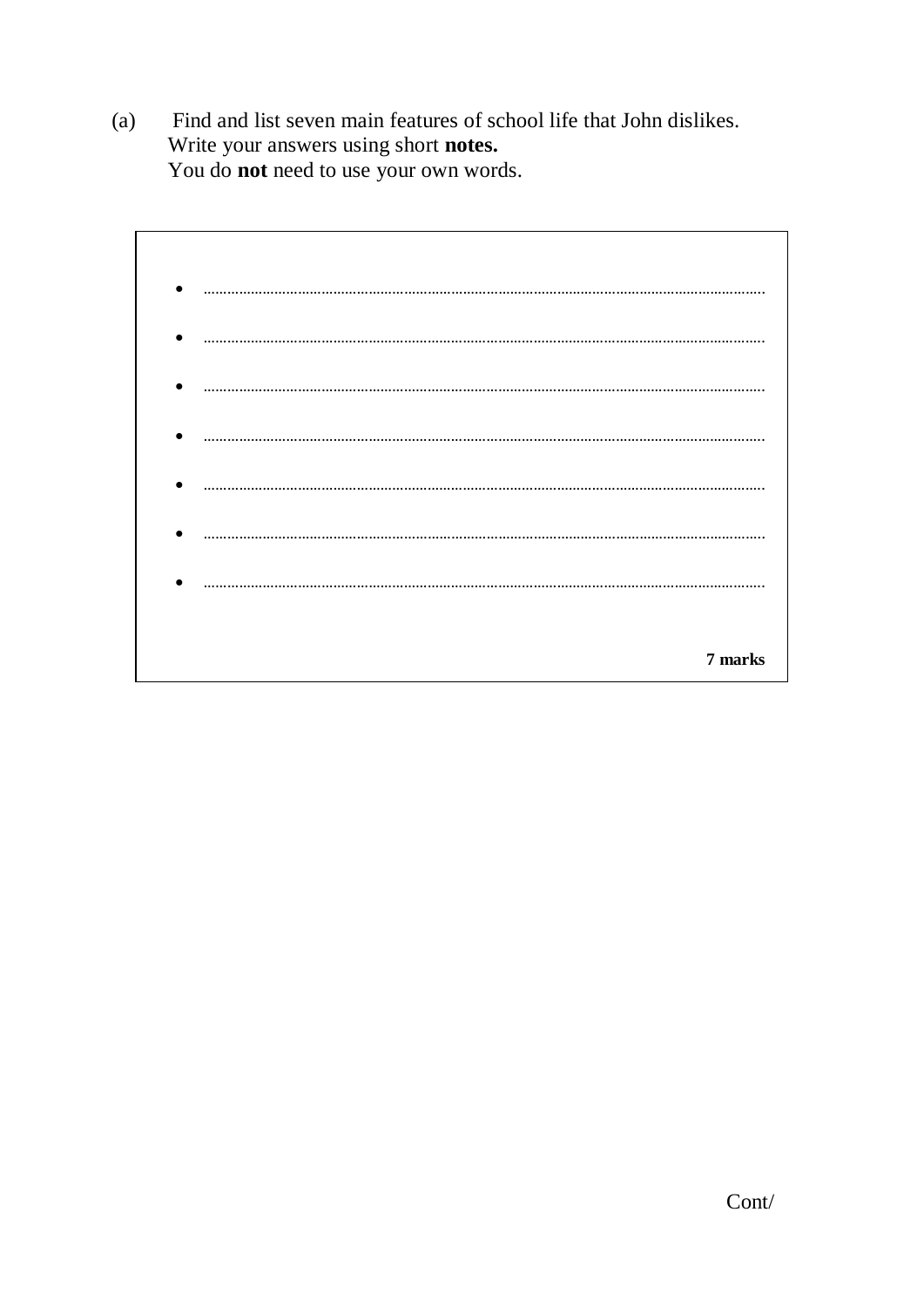(a) Find and list seven main features of school life that John dislikes.
Write your answers using short **notes.**
You do **not** need to use your own words.

- ..............................................................................................................................................
- ..............................................................................................................................................
- ..............................................................................................................................................
- ..............................................................................................................................................
- ..............................................................................................................................................
- ..............................................................................................................................................
- ..............................................................................................................................................

**7 marks**

Cont/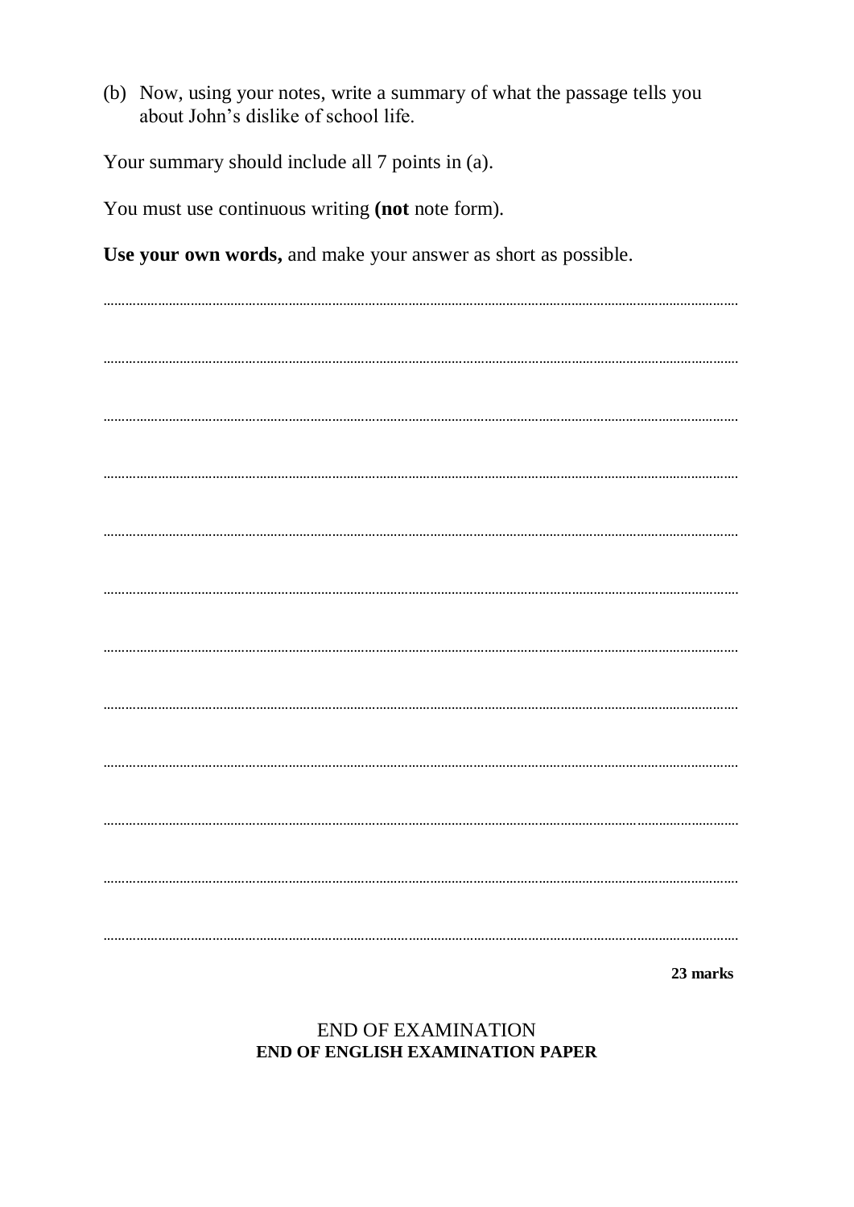(b) Now, using your notes, write a summary of what the passage tells you about John's dislike of school life.

Your summary should include all 7 points in (a).

You must use continuous writing (**not** note form).

**Use your own words,** and make your answer as short as possible.

..........................................................................................................................................................

..........................................................................................................................................................

..........................................................................................................................................................

..........................................................................................................................................................

..........................................................................................................................................................

..........................................................................................................................................................

..........................................................................................................................................................

..........................................................................................................................................................

..........................................................................................................................................................

..........................................................................................................................................................

..........................................................................................................................................................

..........................................................................................................................................................

**23 marks**

END OF EXAMINATION

**END OF ENGLISH EXAMINATION PAPER**